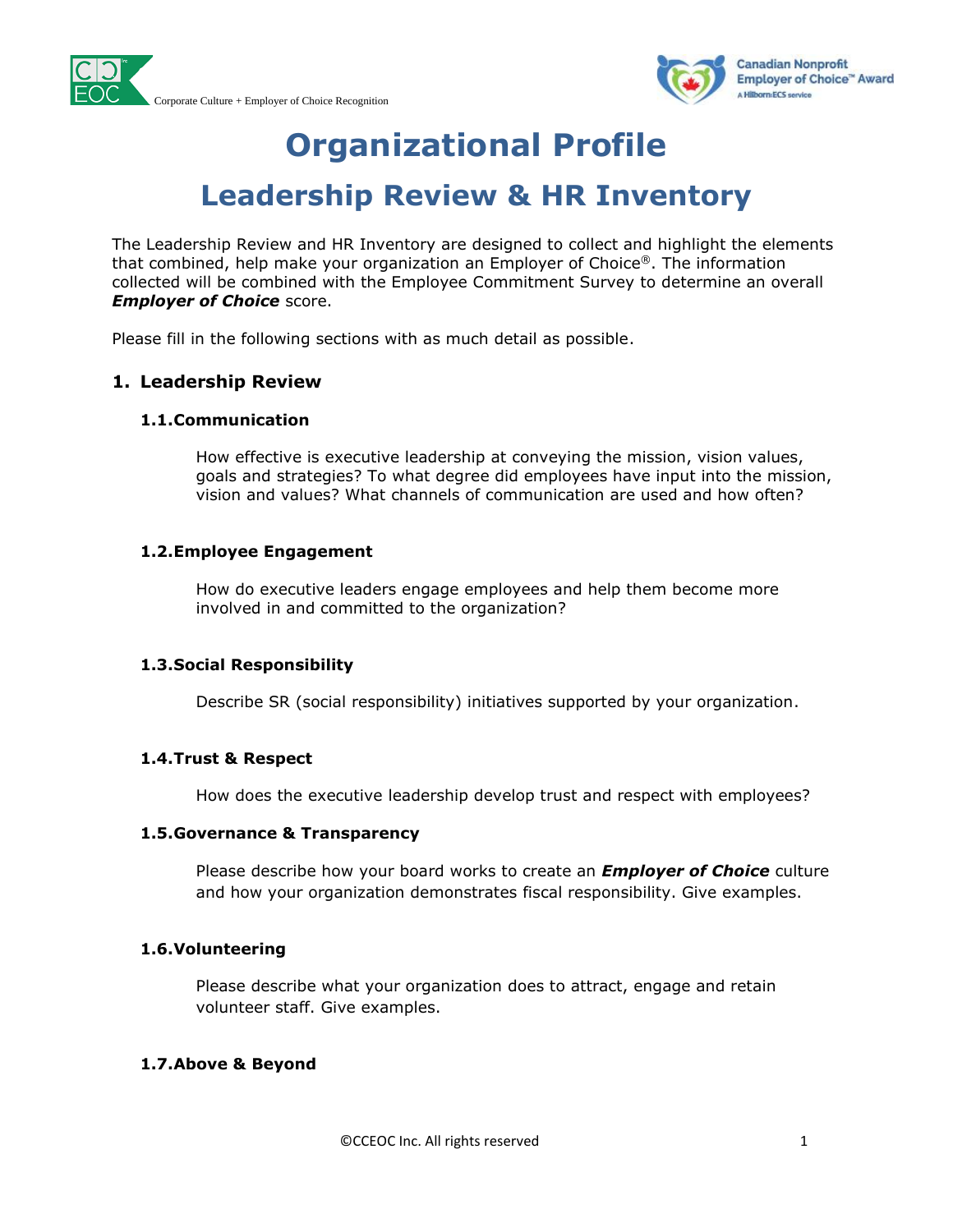Corporate Culture + Employer of Choice Recognition

# Organizational Profile

## Leadership Review & HR Inventory

The Leadership Review and HR Inventory are designed to collect and highlight the elements that combined, help make your organization an Employer of Choice®. The information collected will be combined with the Employee Commitment Survey to determine an overall ***Employer of Choice*** score.

Please fill in the following sections with as much detail as possible.

### 1. Leadership Review

#### 1.1. Communication

How effective is executive leadership at conveying the mission, vision values, goals and strategies? To what degree did employees have input into the mission, vision and values? What channels of communication are used and how often?

#### 1.2. Employee Engagement

How do executive leaders engage employees and help them become more involved in and committed to the organization?

#### 1.3. Social Responsibility

Describe SR (social responsibility) initiatives supported by your organization.

#### 1.4. Trust & Respect

How does the executive leadership develop trust and respect with employees?

#### 1.5. Governance & Transparency

Please describe how your board works to create an ***Employer of Choice*** culture and how your organization demonstrates fiscal responsibility. Give examples.

#### 1.6. Volunteering

Please describe what your organization does to attract, engage and retain volunteer staff. Give examples.

#### 1.7. Above & Beyond

©CCEOC Inc. All rights reserved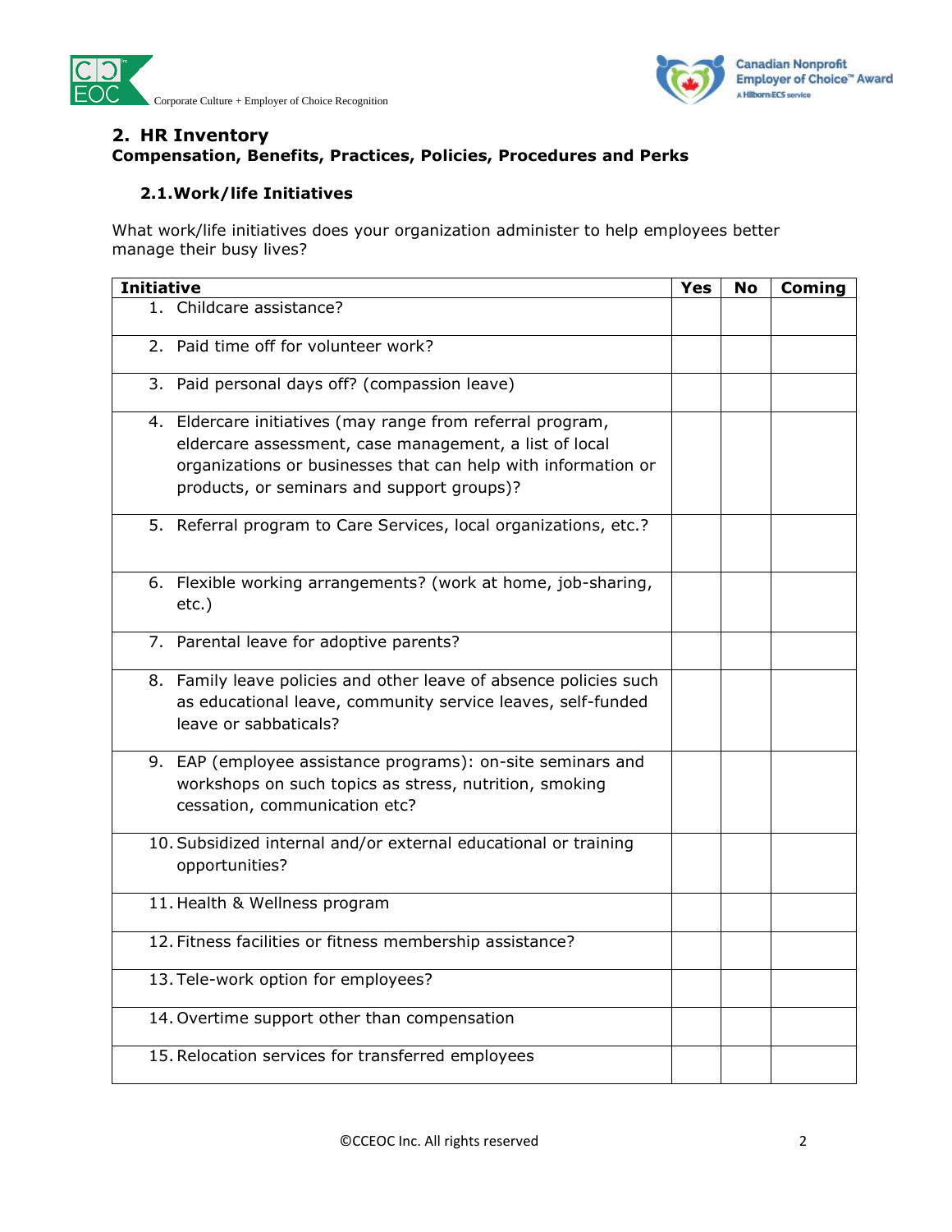## 2. HR Inventory

**Compensation, Benefits, Practices, Policies, Procedures and Perks**

### 2.1. Work/life Initiatives

What work/life initiatives does your organization administer to help employees better manage their busy lives?

| Initiative | Yes | No | Coming |
|---|---|---|---|
| 1. Childcare assistance? | | | |
| 2. Paid time off for volunteer work? | | | |
| 3. Paid personal days off? (compassion leave) | | | |
| 4. Eldercare initiatives (may range from referral program, eldercare assessment, case management, a list of local organizations or businesses that can help with information or products, or seminars and support groups)? | | | |
| 5. Referral program to Care Services, local organizations, etc.? | | | |
| 6. Flexible working arrangements? (work at home, job-sharing, etc.) | | | |
| 7. Parental leave for adoptive parents? | | | |
| 8. Family leave policies and other leave of absence policies such as educational leave, community service leaves, self-funded leave or sabbaticals? | | | |
| 9. EAP (employee assistance programs): on-site seminars and workshops on such topics as stress, nutrition, smoking cessation, communication etc? | | | |
| 10. Subsidized internal and/or external educational or training opportunities? | | | |
| 11. Health & Wellness program | | | |
| 12. Fitness facilities or fitness membership assistance? | | | |
| 13. Tele-work option for employees? | | | |
| 14. Overtime support other than compensation | | | |
| 15. Relocation services for transferred employees | | | |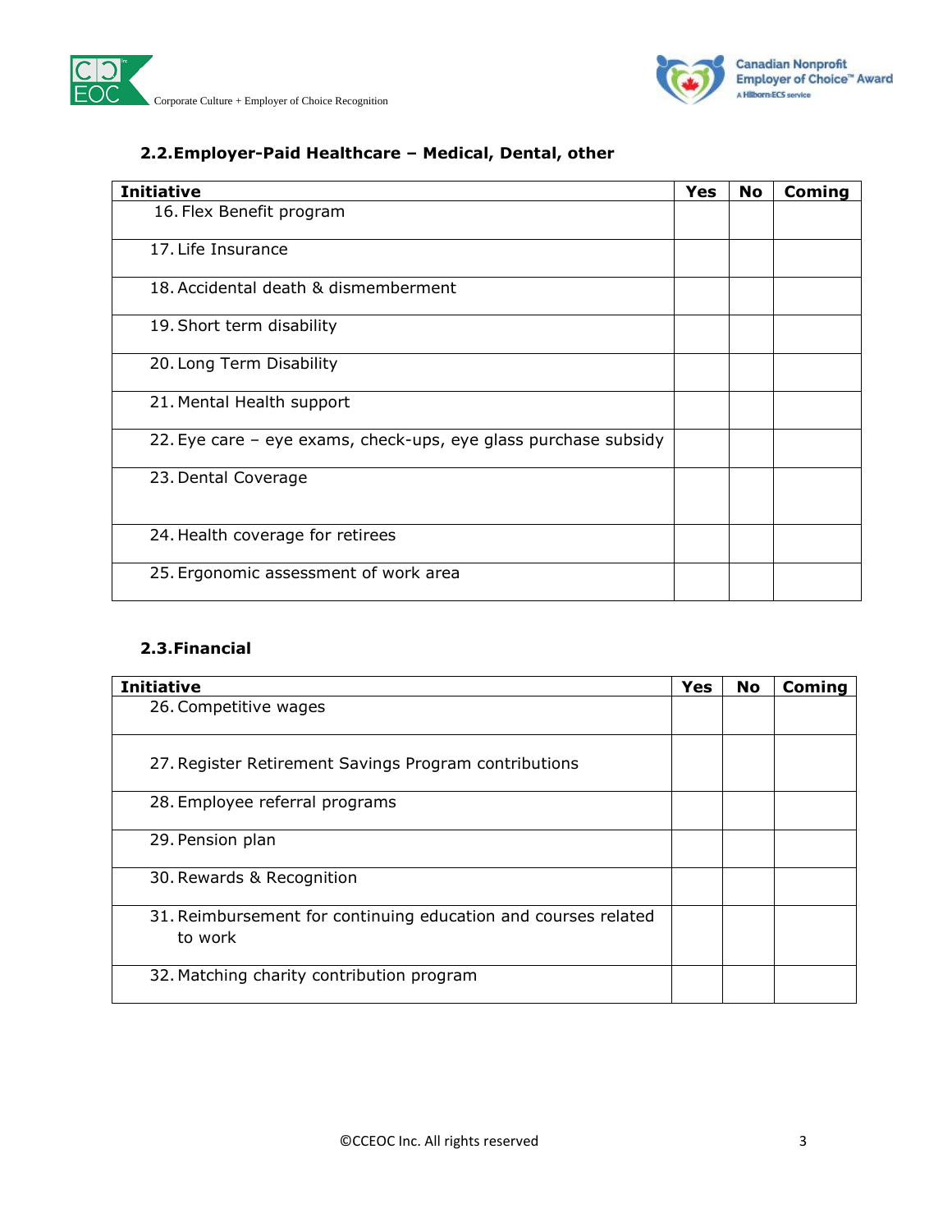### 2.2. Employer-Paid Healthcare – Medical, Dental, other

| Initiative | Yes | No | Coming |
|---|---|---|---|
| 16. Flex Benefit program | | | |
| 17. Life Insurance | | | |
| 18. Accidental death & dismemberment | | | |
| 19. Short term disability | | | |
| 20. Long Term Disability | | | |
| 21. Mental Health support | | | |
| 22. Eye care – eye exams, check-ups, eye glass purchase subsidy | | | |
| 23. Dental Coverage | | | |
| 24. Health coverage for retirees | | | |
| 25. Ergonomic assessment of work area | | | |

### 2.3. Financial

| Initiative | Yes | No | Coming |
|---|---|---|---|
| 26. Competitive wages | | | |
| 27. Register Retirement Savings Program contributions | | | |
| 28. Employee referral programs | | | |
| 29. Pension plan | | | |
| 30. Rewards & Recognition | | | |
| 31. Reimbursement for continuing education and courses related to work | | | |
| 32. Matching charity contribution program | | | |